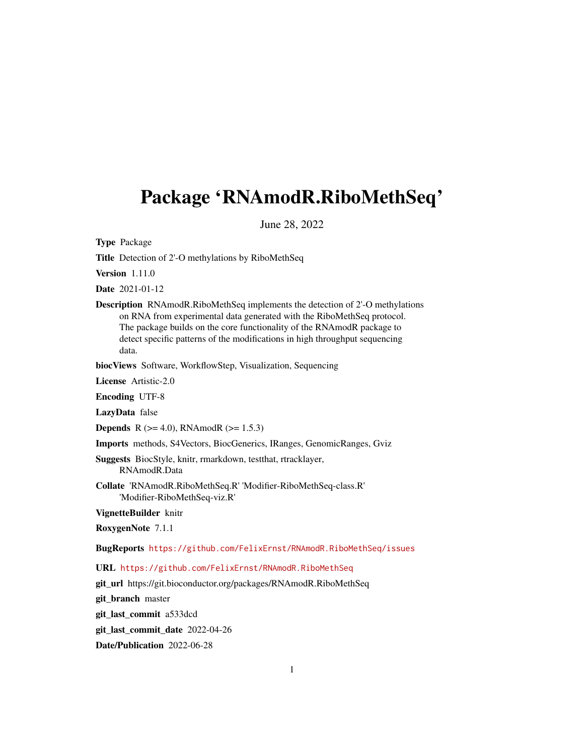# Package 'RNAmodR.RiboMethSeq'

June 28, 2022

**Type** Package

**Title** Detection of 2'-O methylations by RiboMethSeq

**Version** 1.11.0

**Date** 2021-01-12

**Description** RNAmodR.RiboMethSeq implements the detection of 2'-O methylations on RNA from experimental data generated with the RiboMethSeq protocol. The package builds on the core functionality of the RNAmodR package to detect specific patterns of the modifications in high throughput sequencing data.

**biocViews** Software, WorkflowStep, Visualization, Sequencing

**License** Artistic-2.0

**Encoding** UTF-8

**LazyData** false

**Depends** R (>= 4.0), RNAmodR (>= 1.5.3)

**Imports** methods, S4Vectors, BiocGenerics, IRanges, GenomicRanges, Gviz

**Suggests** BiocStyle, knitr, rmarkdown, testthat, rtracklayer, RNAmodR.Data

**Collate** 'RNAmodR.RiboMethSeq.R' 'Modifier-RiboMethSeq-class.R' 'Modifier-RiboMethSeq-viz.R'

**VignetteBuilder** knitr

**RoxygenNote** 7.1.1

**BugReports** https://github.com/FelixErnst/RNAmodR.RiboMethSeq/issues

**URL** https://github.com/FelixErnst/RNAmodR.RiboMethSeq

**git_url** https://git.bioconductor.org/packages/RNAmodR.RiboMethSeq

**git_branch** master

**git_last_commit** a533dcd

**git_last_commit_date** 2022-04-26

**Date/Publication** 2022-06-28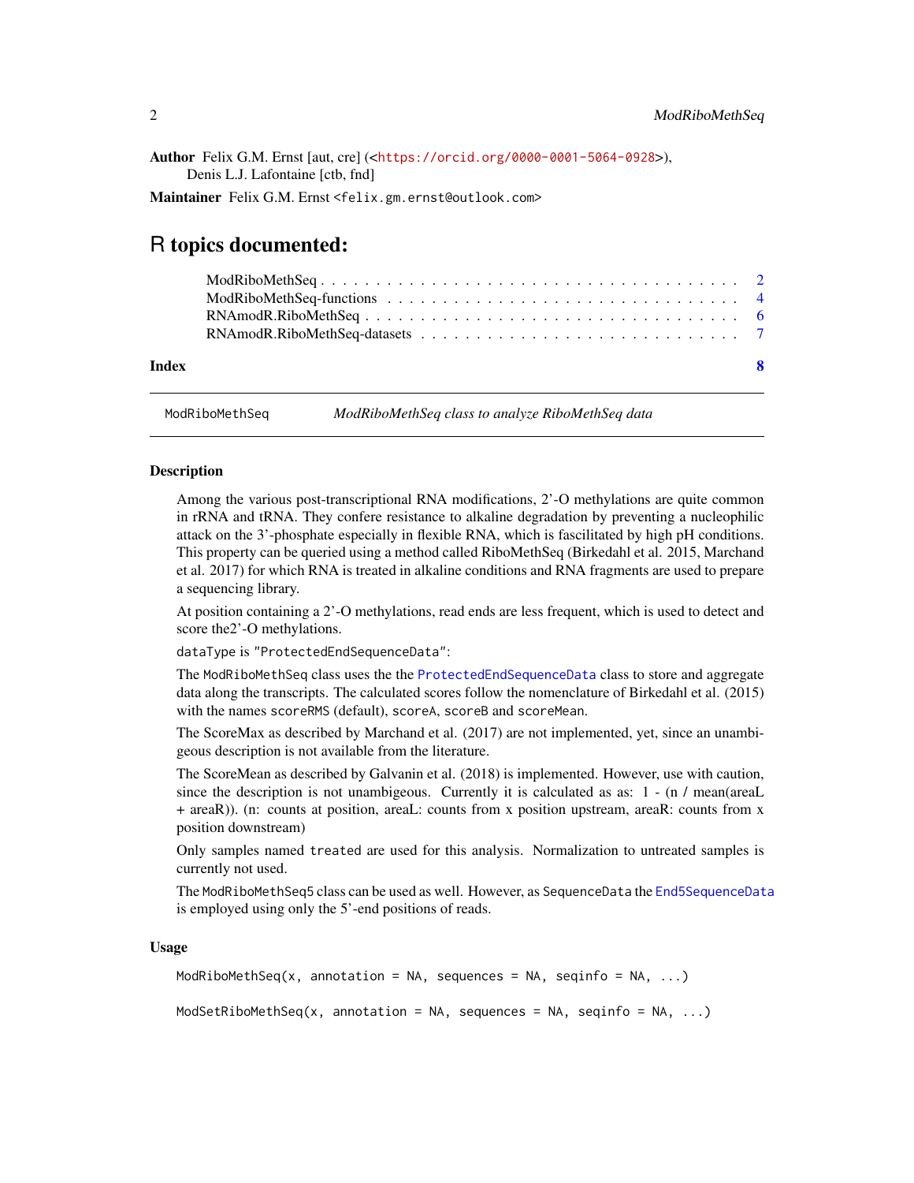**Author** Felix G.M. Ernst [aut, cre] (<https://orcid.org/0000-0001-5064-0928>), Denis L.J. Lafontaine [ctb, fnd]

**Maintainer** Felix G.M. Ernst <felix.gm.ernst@outlook.com>

# R topics documented:

- ModRiboMethSeq . . . . . . . . . . . . . . . . . . . . . . . . . . . . . . . . . . . 2
- ModRiboMethSeq-functions . . . . . . . . . . . . . . . . . . . . . . . . . . . . 4
- RNAmodR.RiboMethSeq . . . . . . . . . . . . . . . . . . . . . . . . . . . . . . 6
- RNAmodR.RiboMethSeq-datasets . . . . . . . . . . . . . . . . . . . . . . . . . 7

**Index** **8**

---

`ModRiboMethSeq` *ModRiboMethSeq class to analyze RiboMethSeq data*

---

## Description

Among the various post-transcriptional RNA modifications, 2'-O methylations are quite common in rRNA and tRNA. They confere resistance to alkaline degradation by preventing a nucleophilic attack on the 3'-phosphate especially in flexible RNA, which is fascilitated by high pH conditions. This property can be queried using a method called RiboMethSeq (Birkedahl et al. 2015, Marchand et al. 2017) for which RNA is treated in alkaline conditions and RNA fragments are used to prepare a sequencing library.

At position containing a 2'-O methylations, read ends are less frequent, which is used to detect and score the2'-O methylations.

`dataType` is `"ProtectedEndSequenceData"`:

The `ModRiboMethSeq` class uses the the `ProtectedEndSequenceData` class to store and aggregate data along the transcripts. The calculated scores follow the nomenclature of Birkedahl et al. (2015) with the names `scoreRMS` (default), `scoreA`, `scoreB` and `scoreMean`.

The ScoreMax as described by Marchand et al. (2017) are not implemented, yet, since an unambigeous description is not available from the literature.

The ScoreMean as described by Galvanin et al. (2018) is implemented. However, use with caution, since the description is not unambigeous. Currently it is calculated as as: 1 - (n / mean(areaL + areaR)). (n: counts at position, areaL: counts from x position upstream, areaR: counts from x position downstream)

Only samples named `treated` are used for this analysis. Normalization to untreated samples is currently not used.

The `ModRiboMethSeq5` class can be used as well. However, as `SequenceData` the `End5SequenceData` is employed using only the 5'-end positions of reads.

## Usage

```
ModRiboMethSeq(x, annotation = NA, sequences = NA, seqinfo = NA, ...)

ModSetRiboMethSeq(x, annotation = NA, sequences = NA, seqinfo = NA, ...)
```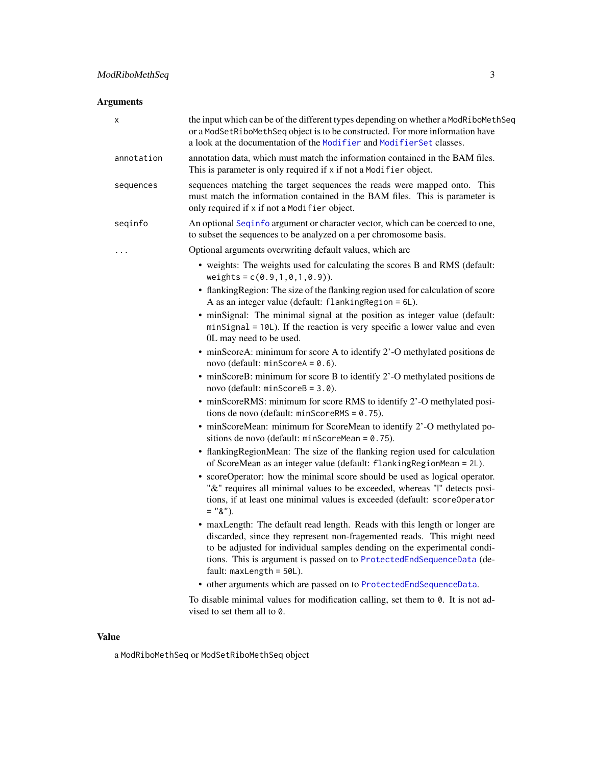## Arguments

- **x**: the input which can be of the different types depending on whether a `ModRiboMethSeq` or a `ModSetRiboMethSeq` object is to be constructed. For more information have a look at the documentation of the Modifier and ModifierSet classes.
- **annotation**: annotation data, which must match the information contained in the BAM files. This is parameter is only required if `x` if not a `Modifier` object.
- **sequences**: sequences matching the target sequences the reads were mapped onto. This must match the information contained in the BAM files. This is parameter is only required if `x` if not a `Modifier` object.
- **seqinfo**: An optional Seqinfo argument or character vector, which can be coerced to one, to subset the sequences to be analyzed on a per chromosome basis.
- **...**: Optional arguments overwriting default values, which are
  - weights: The weights used for calculating the scores B and RMS (default: `weights = c(0.9,1,0,1,0.9)`).
  - flankingRegion: The size of the flanking region used for calculation of score A as an integer value (default: `flankingRegion = 6L`).
  - minSignal: The minimal signal at the position as integer value (default: `minSignal = 10L`). If the reaction is very specific a lower value and even 0L may need to be used.
  - minScoreA: minimum for score A to identify 2'-O methylated positions de novo (default: `minScoreA = 0.6`).
  - minScoreB: minimum for score B to identify 2'-O methylated positions de novo (default: `minScoreB = 3.0`).
  - minScoreRMS: minimum for score RMS to identify 2'-O methylated positions de novo (default: `minScoreRMS = 0.75`).
  - minScoreMean: minimum for ScoreMean to identify 2'-O methylated positions de novo (default: `minScoreMean = 0.75`).
  - flankingRegionMean: The size of the flanking region used for calculation of ScoreMean as an integer value (default: `flankingRegionMean = 2L`).
  - scoreOperator: how the minimal score should be used as logical operator. "&" requires all minimal values to be exceeded, whereas "|" detects positions, if at least one minimal values is exceeded (default: `scoreOperator = "&"`).
  - maxLength: The default read length. Reads with this length or longer are discarded, since they represent non-fragemented reads. This might need to be adjusted for individual samples dending on the experimental conditions. This is argument is passed on to ProtectedEndSequenceData (default: `maxLength = 50L`).
  - other arguments which are passed on to ProtectedEndSequenceData.

  To disable minimal values for modification calling, set them to `0`. It is not advised to set them all to `0`.

## Value

a `ModRiboMethSeq` or `ModSetRiboMethSeq` object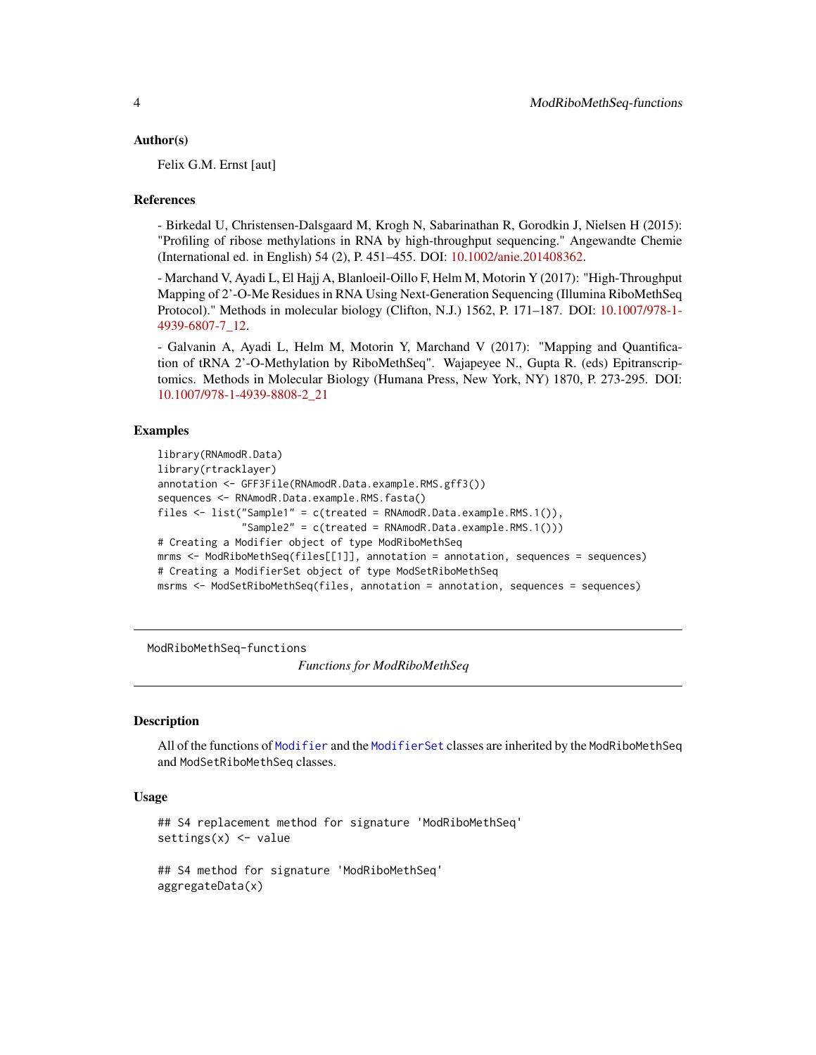## Author(s)

Felix G.M. Ernst [aut]

## References

- Birkedal U, Christensen-Dalsgaard M, Krogh N, Sabarinathan R, Gorodkin J, Nielsen H (2015): "Profiling of ribose methylations in RNA by high-throughput sequencing." Angewandte Chemie (International ed. in English) 54 (2), P. 451–455. DOI: 10.1002/anie.201408362.

- Marchand V, Ayadi L, El Hajj A, Blanloeil-Oillo F, Helm M, Motorin Y (2017): "High-Throughput Mapping of 2'-O-Me Residues in RNA Using Next-Generation Sequencing (Illumina RiboMethSeq Protocol)." Methods in molecular biology (Clifton, N.J.) 1562, P. 171–187. DOI: 10.1007/978-1-4939-6807-7_12.

- Galvanin A, Ayadi L, Helm M, Motorin Y, Marchand V (2017): "Mapping and Quantification of tRNA 2'-O-Methylation by RiboMethSeq". Wajapeyee N., Gupta R. (eds) Epitranscriptomics. Methods in Molecular Biology (Humana Press, New York, NY) 1870, P. 273-295. DOI: 10.1007/978-1-4939-8808-2_21

## Examples

```
library(RNAmodR.Data)
library(rtracklayer)
annotation <- GFF3File(RNAmodR.Data.example.RMS.gff3())
sequences <- RNAmodR.Data.example.RMS.fasta()
files <- list("Sample1" = c(treated = RNAmodR.Data.example.RMS.1()),
              "Sample2" = c(treated = RNAmodR.Data.example.RMS.1()))
# Creating a Modifier object of type ModRiboMethSeq
mrms <- ModRiboMethSeq(files[[1]], annotation = annotation, sequences = sequences)
# Creating a ModifierSet object of type ModSetRiboMethSeq
msrms <- ModSetRiboMethSeq(files, annotation = annotation, sequences = sequences)
```

---

# ModRiboMethSeq-functions

*Functions for ModRiboMethSeq*

---

## Description

All of the functions of `Modifier` and the `ModifierSet` classes are inherited by the `ModRiboMethSeq` and `ModSetRiboMethSeq` classes.

## Usage

```
## S4 replacement method for signature 'ModRiboMethSeq'
settings(x) <- value

## S4 method for signature 'ModRiboMethSeq'
aggregateData(x)
```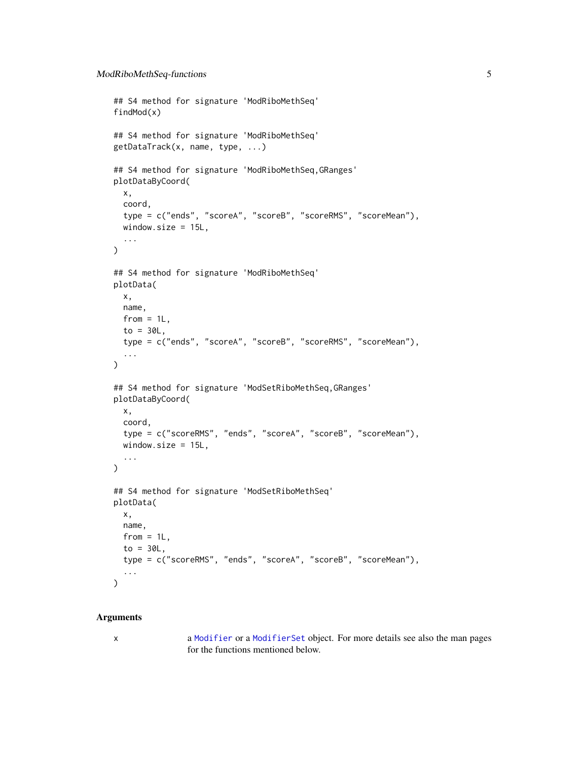```
## S4 method for signature 'ModRiboMethSeq'
findMod(x)

## S4 method for signature 'ModRiboMethSeq'
getDataTrack(x, name, type, ...)

## S4 method for signature 'ModRiboMethSeq,GRanges'
plotDataByCoord(
  x,
  coord,
  type = c("ends", "scoreA", "scoreB", "scoreRMS", "scoreMean"),
  window.size = 15L,
  ...
)

## S4 method for signature 'ModRiboMethSeq'
plotData(
  x,
  name,
  from = 1L,
  to = 30L,
  type = c("ends", "scoreA", "scoreB", "scoreRMS", "scoreMean"),
  ...
)

## S4 method for signature 'ModSetRiboMethSeq,GRanges'
plotDataByCoord(
  x,
  coord,
  type = c("scoreRMS", "ends", "scoreA", "scoreB", "scoreMean"),
  window.size = 15L,
  ...
)

## S4 method for signature 'ModSetRiboMethSeq'
plotData(
  x,
  name,
  from = 1L,
  to = 30L,
  type = c("scoreRMS", "ends", "scoreA", "scoreB", "scoreMean"),
  ...
)
```

## Arguments

| | |
|---|---|
| x | a `Modifier` or a `ModifierSet` object. For more details see also the man pages for the functions mentioned below. |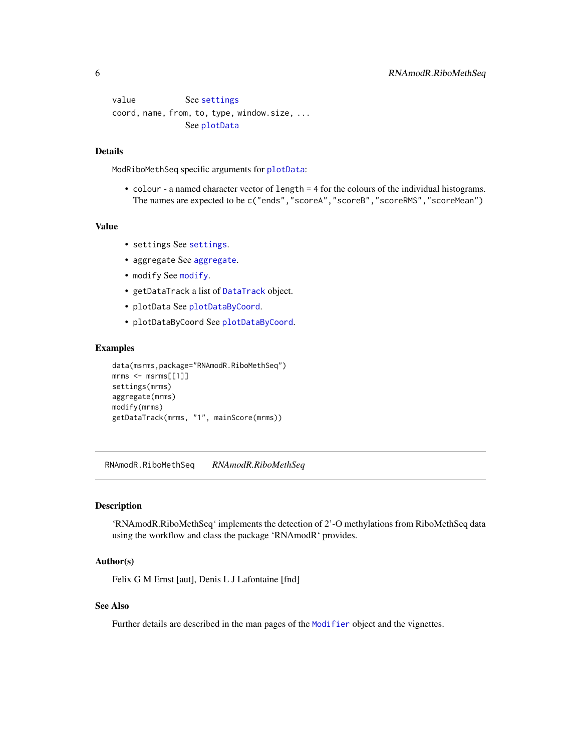| | |
|---|---|
| value | See settings |
| coord, name, from, to, type, window.size, ... | See plotData |

### Details

ModRiboMethSeq specific arguments for plotData:

- colour - a named character vector of length = 4 for the colours of the individual histograms. The names are expected to be c("ends","scoreA","scoreB","scoreRMS","scoreMean")

### Value

- settings See settings.
- aggregate See aggregate.
- modify See modify.
- getDataTrack a list of DataTrack object.
- plotData See plotDataByCoord.
- plotDataByCoord See plotDataByCoord.

### Examples

```
data(msrms,package="RNAmodR.RiboMethSeq")
mrms <- msrms[[1]]
settings(mrms)
aggregate(mrms)
modify(mrms)
getDataTrack(mrms, "1", mainScore(mrms))
```

---

## RNAmodR.RiboMethSeq *RNAmodR.RiboMethSeq*

### Description

'RNAmodR.RiboMethSeq' implements the detection of 2'-O methylations from RiboMethSeq data using the workflow and class the package 'RNAmodR' provides.

### Author(s)

Felix G M Ernst [aut], Denis L J Lafontaine [fnd]

### See Also

Further details are described in the man pages of the Modifier object and the vignettes.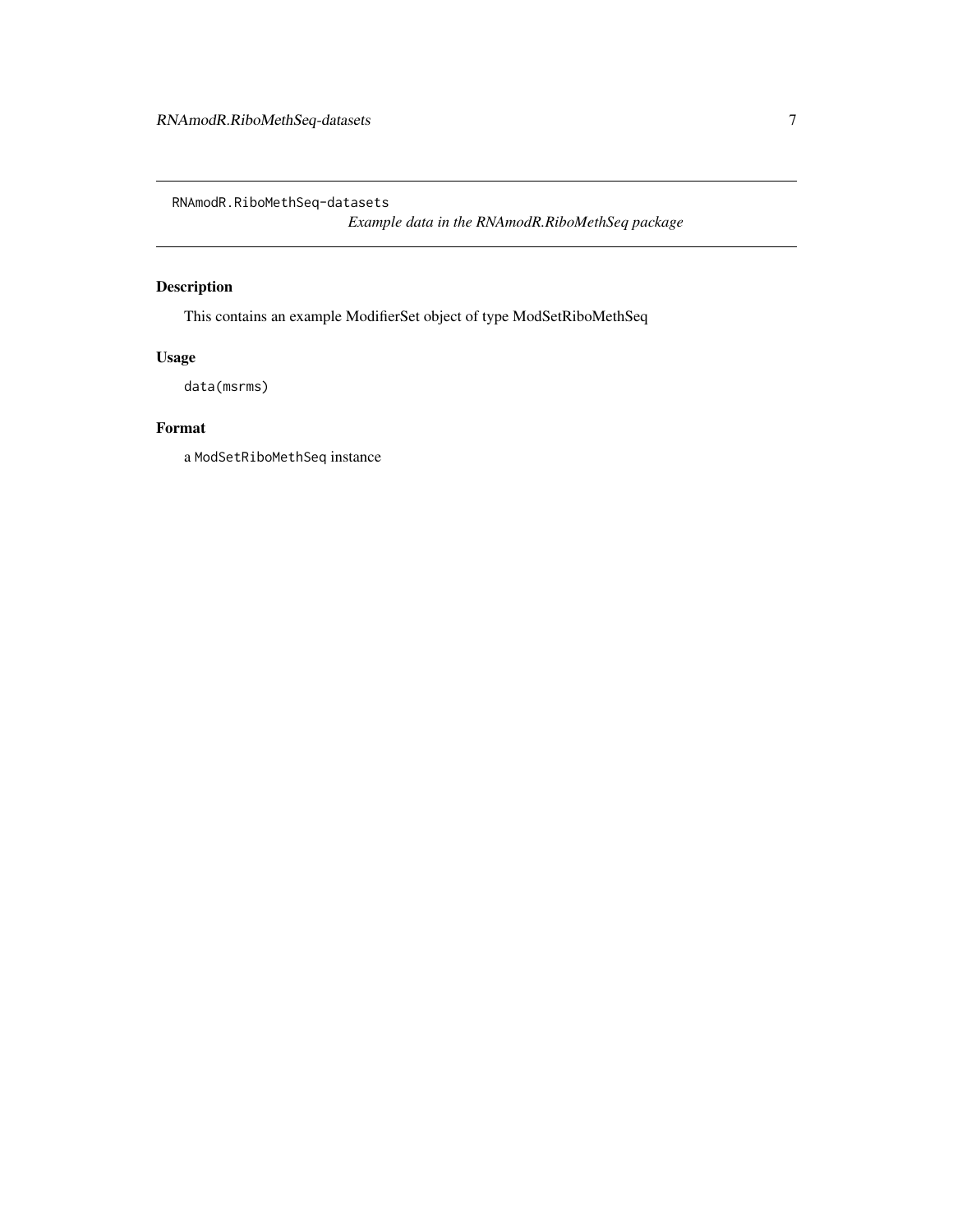`RNAmodR.RiboMethSeq-datasets`

*Example data in the RNAmodR.RiboMethSeq package*

## Description

This contains an example ModifierSet object of type ModSetRiboMethSeq

## Usage

```
data(msrms)
```

## Format

a `ModSetRiboMethSeq` instance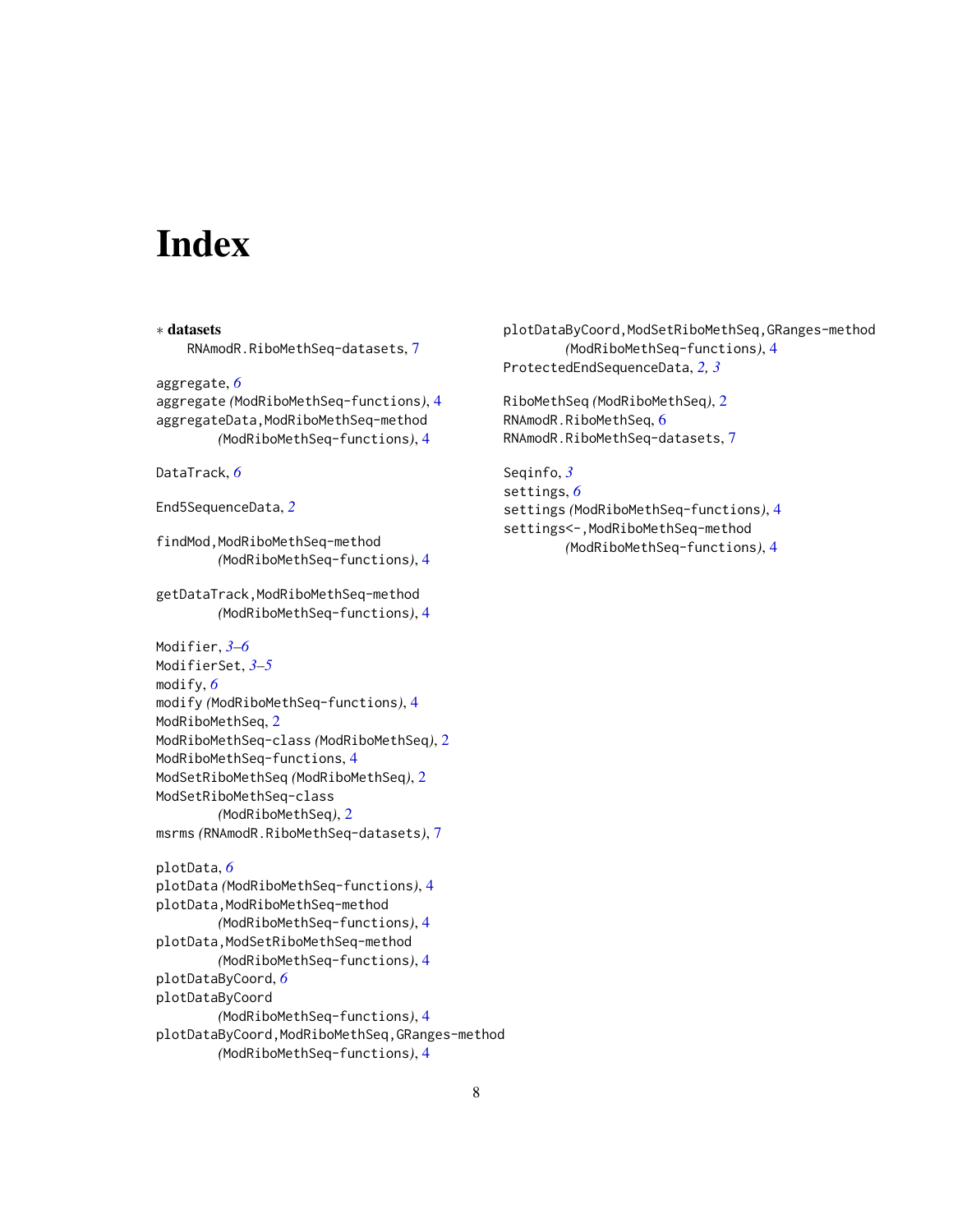# Index

∗ **datasets**
RNAmodR.RiboMethSeq-datasets, 7

aggregate, *6*
aggregate *(*ModRiboMethSeq-functions*)*, 4
aggregateData,ModRiboMethSeq-method *(*ModRiboMethSeq-functions*)*, 4

DataTrack, *6*

End5SequenceData, *2*

findMod,ModRiboMethSeq-method *(*ModRiboMethSeq-functions*)*, 4

getDataTrack,ModRiboMethSeq-method *(*ModRiboMethSeq-functions*)*, 4

Modifier, *3–6*
ModifierSet, *3–5*
modify, *6*
modify *(*ModRiboMethSeq-functions*)*, 4
ModRiboMethSeq, 2
ModRiboMethSeq-class *(*ModRiboMethSeq*)*, 2
ModRiboMethSeq-functions, 4
ModSetRiboMethSeq *(*ModRiboMethSeq*)*, 2
ModSetRiboMethSeq-class *(*ModRiboMethSeq*)*, 2
msrms *(*RNAmodR.RiboMethSeq-datasets*)*, 7

plotData, *6*
plotData *(*ModRiboMethSeq-functions*)*, 4
plotData,ModRiboMethSeq-method *(*ModRiboMethSeq-functions*)*, 4
plotData,ModSetRiboMethSeq-method *(*ModRiboMethSeq-functions*)*, 4
plotDataByCoord, *6*
plotDataByCoord *(*ModRiboMethSeq-functions*)*, 4
plotDataByCoord,ModRiboMethSeq,GRanges-method *(*ModRiboMethSeq-functions*)*, 4
plotDataByCoord,ModSetRiboMethSeq,GRanges-method *(*ModRiboMethSeq-functions*)*, 4
ProtectedEndSequenceData, *2, 3*

RiboMethSeq *(*ModRiboMethSeq*)*, 2
RNAmodR.RiboMethSeq, 6
RNAmodR.RiboMethSeq-datasets, 7

Seqinfo, *3*
settings, *6*
settings *(*ModRiboMethSeq-functions*)*, 4
settings<-,ModRiboMethSeq-method *(*ModRiboMethSeq-functions*)*, 4